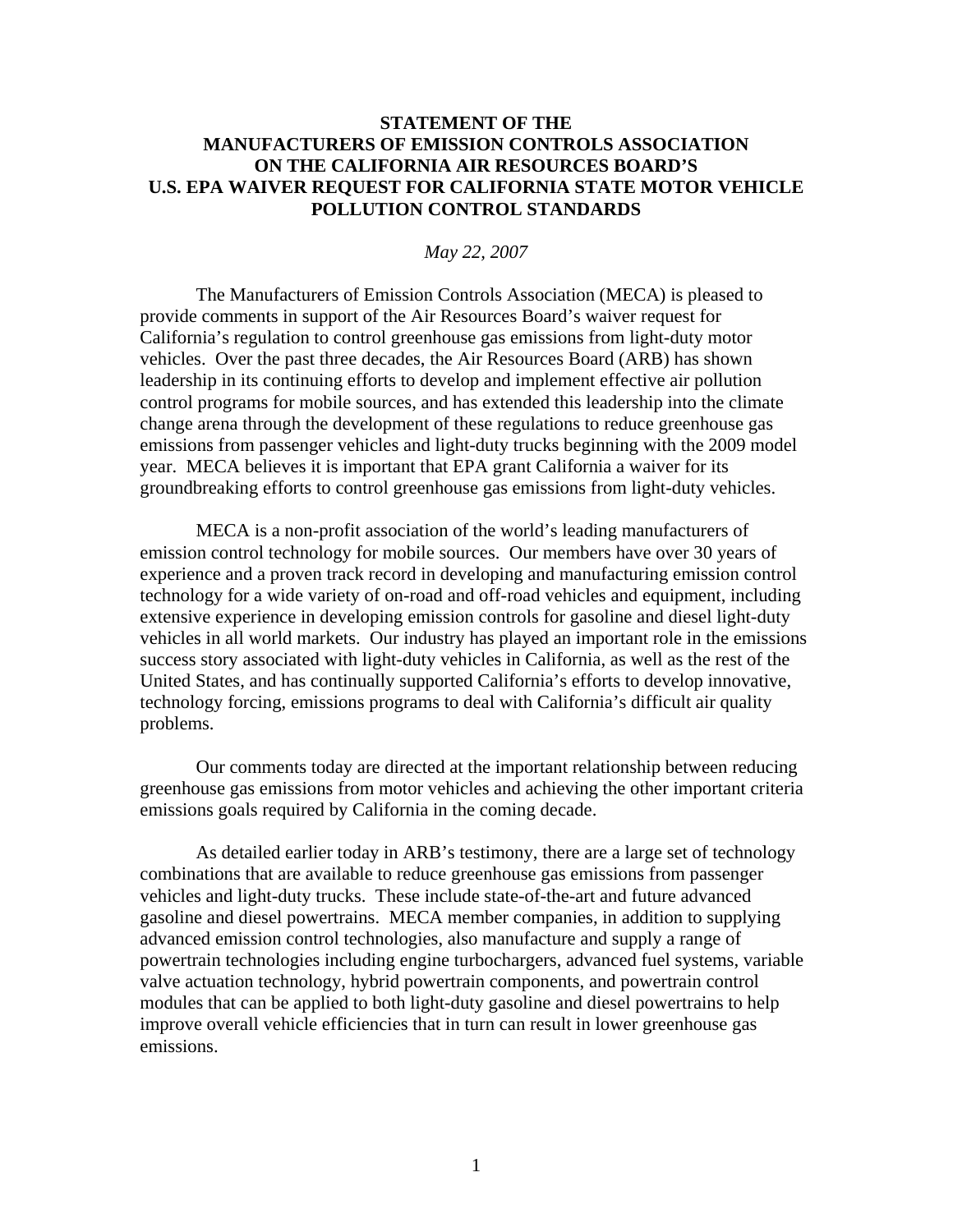# STATEMENT OF THE MANUFACTURERS OF EMISSION CONTROLS ASSOCIATION ON THE CALIFORNIA AIR RESOURCES BOARD'S U.S. EPA WAIVER REQUEST FOR CALIFORNIA STATE MOTOR VEHICLE POLLUTION CONTROL STANDARDS

*May 22, 2007*

The Manufacturers of Emission Controls Association (MECA) is pleased to provide comments in support of the Air Resources Board's waiver request for California's regulation to control greenhouse gas emissions from light-duty motor vehicles. Over the past three decades, the Air Resources Board (ARB) has shown leadership in its continuing efforts to develop and implement effective air pollution control programs for mobile sources, and has extended this leadership into the climate change arena through the development of these regulations to reduce greenhouse gas emissions from passenger vehicles and light-duty trucks beginning with the 2009 model year. MECA believes it is important that EPA grant California a waiver for its groundbreaking efforts to control greenhouse gas emissions from light-duty vehicles.

MECA is a non-profit association of the world's leading manufacturers of emission control technology for mobile sources. Our members have over 30 years of experience and a proven track record in developing and manufacturing emission control technology for a wide variety of on-road and off-road vehicles and equipment, including extensive experience in developing emission controls for gasoline and diesel light-duty vehicles in all world markets. Our industry has played an important role in the emissions success story associated with light-duty vehicles in California, as well as the rest of the United States, and has continually supported California's efforts to develop innovative, technology forcing, emissions programs to deal with California's difficult air quality problems.

Our comments today are directed at the important relationship between reducing greenhouse gas emissions from motor vehicles and achieving the other important criteria emissions goals required by California in the coming decade.

As detailed earlier today in ARB's testimony, there are a large set of technology combinations that are available to reduce greenhouse gas emissions from passenger vehicles and light-duty trucks. These include state-of-the-art and future advanced gasoline and diesel powertrains. MECA member companies, in addition to supplying advanced emission control technologies, also manufacture and supply a range of powertrain technologies including engine turbochargers, advanced fuel systems, variable valve actuation technology, hybrid powertrain components, and powertrain control modules that can be applied to both light-duty gasoline and diesel powertrains to help improve overall vehicle efficiencies that in turn can result in lower greenhouse gas emissions.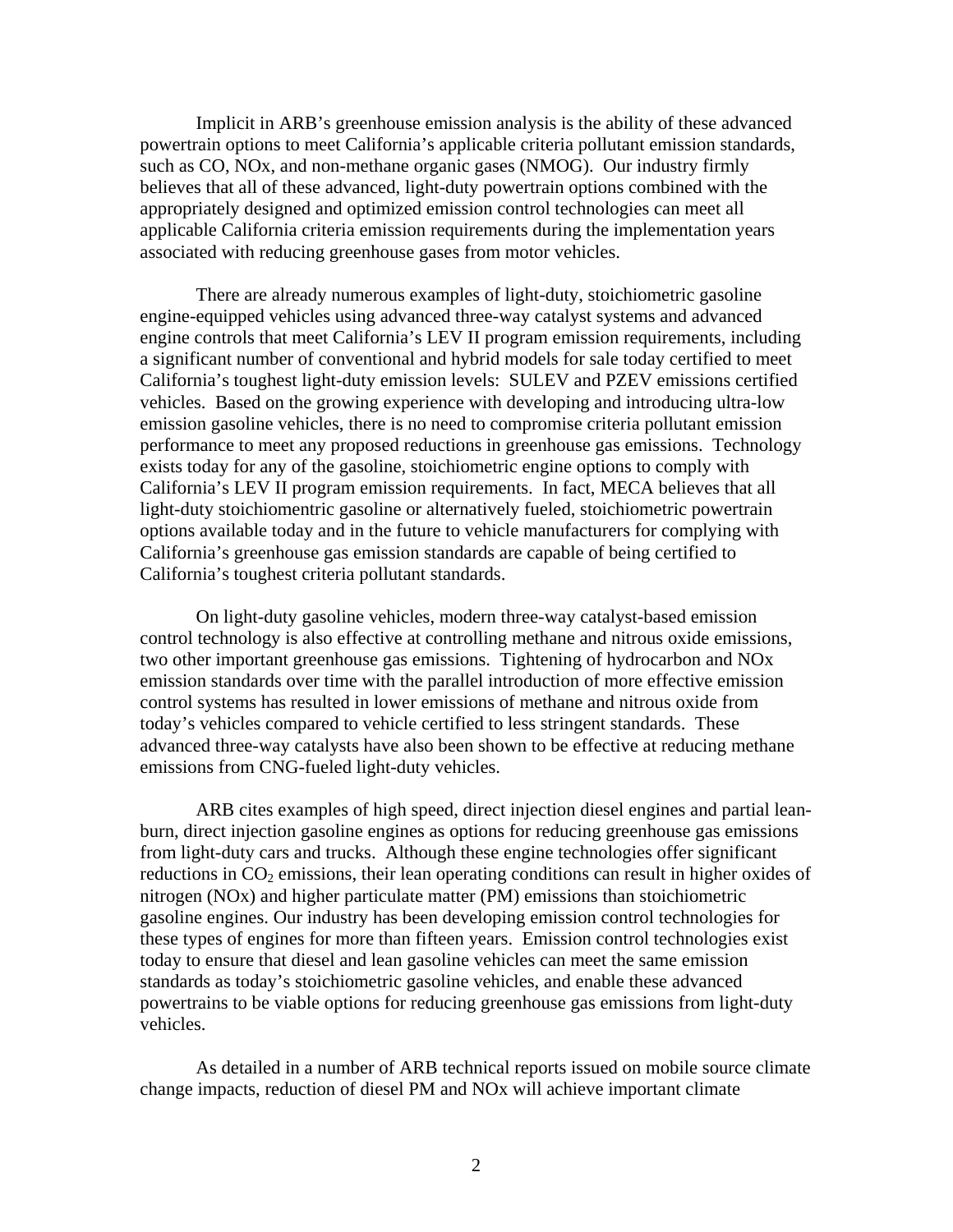Implicit in ARB's greenhouse emission analysis is the ability of these advanced powertrain options to meet California's applicable criteria pollutant emission standards, such as CO, NOx, and non-methane organic gases (NMOG). Our industry firmly believes that all of these advanced, light-duty powertrain options combined with the appropriately designed and optimized emission control technologies can meet all applicable California criteria emission requirements during the implementation years associated with reducing greenhouse gases from motor vehicles.

There are already numerous examples of light-duty, stoichiometric gasoline engine-equipped vehicles using advanced three-way catalyst systems and advanced engine controls that meet California's LEV II program emission requirements, including a significant number of conventional and hybrid models for sale today certified to meet California's toughest light-duty emission levels: SULEV and PZEV emissions certified vehicles. Based on the growing experience with developing and introducing ultra-low emission gasoline vehicles, there is no need to compromise criteria pollutant emission performance to meet any proposed reductions in greenhouse gas emissions. Technology exists today for any of the gasoline, stoichiometric engine options to comply with California's LEV II program emission requirements. In fact, MECA believes that all light-duty stoichiomentric gasoline or alternatively fueled, stoichiometric powertrain options available today and in the future to vehicle manufacturers for complying with California's greenhouse gas emission standards are capable of being certified to California's toughest criteria pollutant standards.

On light-duty gasoline vehicles, modern three-way catalyst-based emission control technology is also effective at controlling methane and nitrous oxide emissions, two other important greenhouse gas emissions. Tightening of hydrocarbon and NOx emission standards over time with the parallel introduction of more effective emission control systems has resulted in lower emissions of methane and nitrous oxide from today's vehicles compared to vehicle certified to less stringent standards. These advanced three-way catalysts have also been shown to be effective at reducing methane emissions from CNG-fueled light-duty vehicles.

ARB cites examples of high speed, direct injection diesel engines and partial lean-burn, direct injection gasoline engines as options for reducing greenhouse gas emissions from light-duty cars and trucks. Although these engine technologies offer significant reductions in $CO_2$ emissions, their lean operating conditions can result in higher oxides of nitrogen (NOx) and higher particulate matter (PM) emissions than stoichiometric gasoline engines. Our industry has been developing emission control technologies for these types of engines for more than fifteen years. Emission control technologies exist today to ensure that diesel and lean gasoline vehicles can meet the same emission standards as today's stoichiometric gasoline vehicles, and enable these advanced powertrains to be viable options for reducing greenhouse gas emissions from light-duty vehicles.

As detailed in a number of ARB technical reports issued on mobile source climate change impacts, reduction of diesel PM and NOx will achieve important climate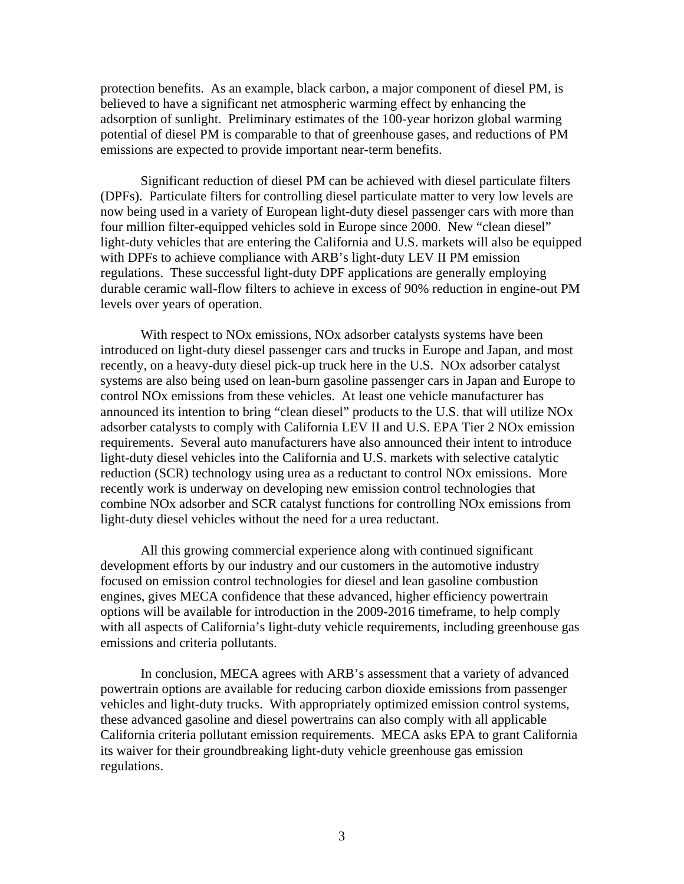protection benefits. As an example, black carbon, a major component of diesel PM, is believed to have a significant net atmospheric warming effect by enhancing the adsorption of sunlight. Preliminary estimates of the 100-year horizon global warming potential of diesel PM is comparable to that of greenhouse gases, and reductions of PM emissions are expected to provide important near-term benefits.

Significant reduction of diesel PM can be achieved with diesel particulate filters (DPFs). Particulate filters for controlling diesel particulate matter to very low levels are now being used in a variety of European light-duty diesel passenger cars with more than four million filter-equipped vehicles sold in Europe since 2000. New "clean diesel" light-duty vehicles that are entering the California and U.S. markets will also be equipped with DPFs to achieve compliance with ARB's light-duty LEV II PM emission regulations. These successful light-duty DPF applications are generally employing durable ceramic wall-flow filters to achieve in excess of 90% reduction in engine-out PM levels over years of operation.

With respect to NOx emissions, NOx adsorber catalysts systems have been introduced on light-duty diesel passenger cars and trucks in Europe and Japan, and most recently, on a heavy-duty diesel pick-up truck here in the U.S. NOx adsorber catalyst systems are also being used on lean-burn gasoline passenger cars in Japan and Europe to control NOx emissions from these vehicles. At least one vehicle manufacturer has announced its intention to bring "clean diesel" products to the U.S. that will utilize NOx adsorber catalysts to comply with California LEV II and U.S. EPA Tier 2 NOx emission requirements. Several auto manufacturers have also announced their intent to introduce light-duty diesel vehicles into the California and U.S. markets with selective catalytic reduction (SCR) technology using urea as a reductant to control NOx emissions. More recently work is underway on developing new emission control technologies that combine NOx adsorber and SCR catalyst functions for controlling NOx emissions from light-duty diesel vehicles without the need for a urea reductant.

All this growing commercial experience along with continued significant development efforts by our industry and our customers in the automotive industry focused on emission control technologies for diesel and lean gasoline combustion engines, gives MECA confidence that these advanced, higher efficiency powertrain options will be available for introduction in the 2009-2016 timeframe, to help comply with all aspects of California's light-duty vehicle requirements, including greenhouse gas emissions and criteria pollutants.

In conclusion, MECA agrees with ARB's assessment that a variety of advanced powertrain options are available for reducing carbon dioxide emissions from passenger vehicles and light-duty trucks. With appropriately optimized emission control systems, these advanced gasoline and diesel powertrains can also comply with all applicable California criteria pollutant emission requirements. MECA asks EPA to grant California its waiver for their groundbreaking light-duty vehicle greenhouse gas emission regulations.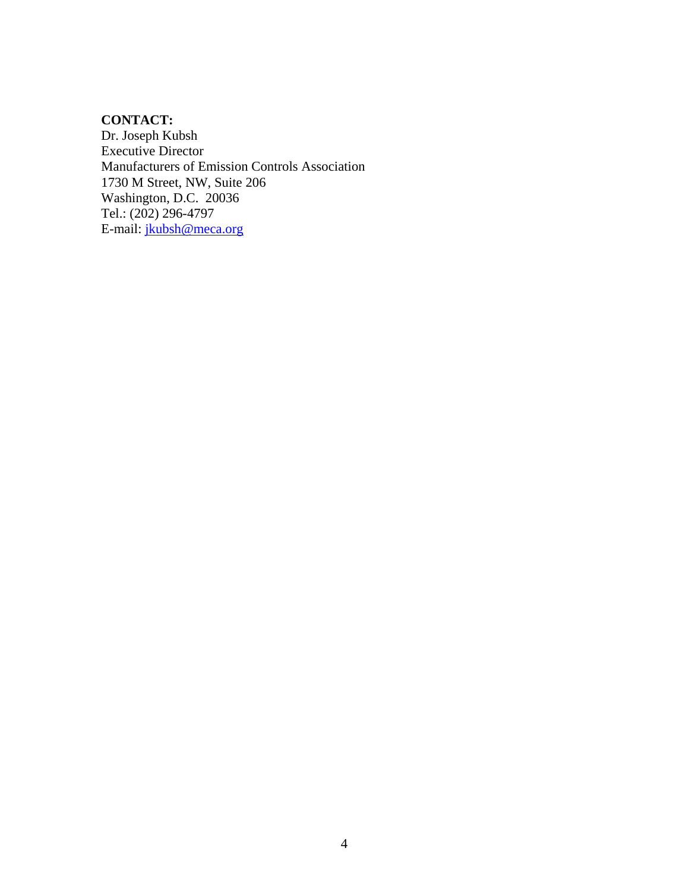**CONTACT:**
Dr. Joseph Kubsh
Executive Director
Manufacturers of Emission Controls Association
1730 M Street, NW, Suite 206
Washington, D.C. 20036
Tel.: (202) 296-4797
E-mail: jkubsh@meca.org